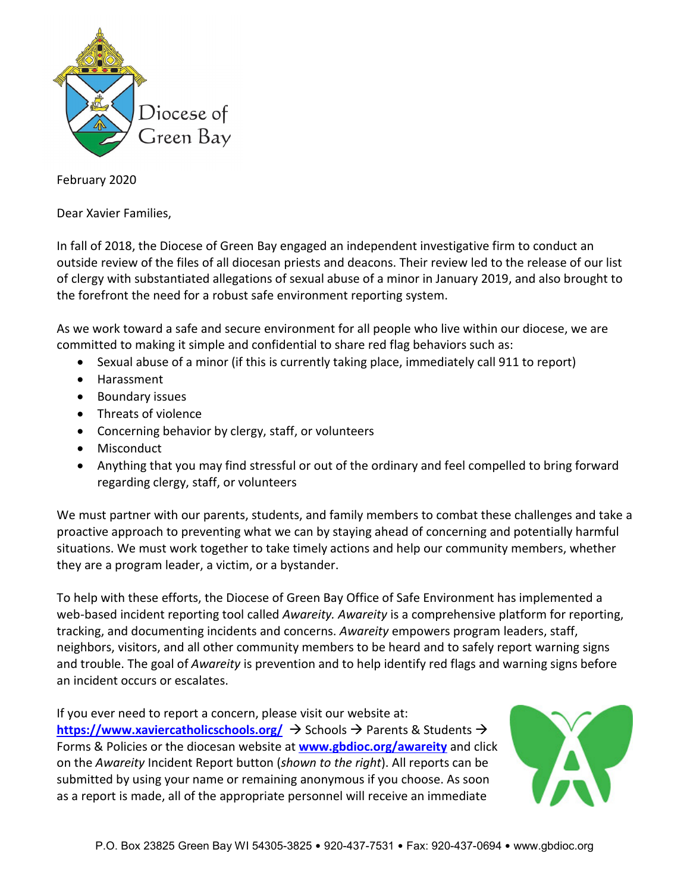Diocese of Green Bay

February 2020

Dear Xavier Families,

In fall of 2018, the Diocese of Green Bay engaged an independent investigative firm to conduct an outside review of the files of all diocesan priests and deacons. Their review led to the release of our list of clergy with substantiated allegations of sexual abuse of a minor in January 2019, and also brought to the forefront the need for a robust safe environment reporting system.

As we work toward a safe and secure environment for all people who live within our diocese, we are committed to making it simple and confidential to share red flag behaviors such as:

- Sexual abuse of a minor (if this is currently taking place, immediately call 911 to report)
- Harassment
- Boundary issues
- Threats of violence
- Concerning behavior by clergy, staff, or volunteers
- Misconduct
- Anything that you may find stressful or out of the ordinary and feel compelled to bring forward regarding clergy, staff, or volunteers

We must partner with our parents, students, and family members to combat these challenges and take a proactive approach to preventing what we can by staying ahead of concerning and potentially harmful situations. We must work together to take timely actions and help our community members, whether they are a program leader, a victim, or a bystander.

To help with these efforts, the Diocese of Green Bay Office of Safe Environment has implemented a web-based incident reporting tool called *Awareity. Awareity* is a comprehensive platform for reporting, tracking, and documenting incidents and concerns. *Awareity* empowers program leaders, staff, neighbors, visitors, and all other community members to be heard and to safely report warning signs and trouble. The goal of *Awareity* is prevention and to help identify red flags and warning signs before an incident occurs or escalates.

If you ever need to report a concern, please visit our website at: **https://www.xaviercatholicschools.org/** → Schools → Parents & Students → Forms & Policies or the diocesan website at **www.gbdioc.org/awareity** and click on the *Awareity* Incident Report button (*shown to the right*). All reports can be submitted by using your name or remaining anonymous if you choose. As soon as a report is made, all of the appropriate personnel will receive an immediate

P.O. Box 23825 Green Bay WI 54305-3825 • 920-437-7531 • Fax: 920-437-0694 • www.gbdioc.org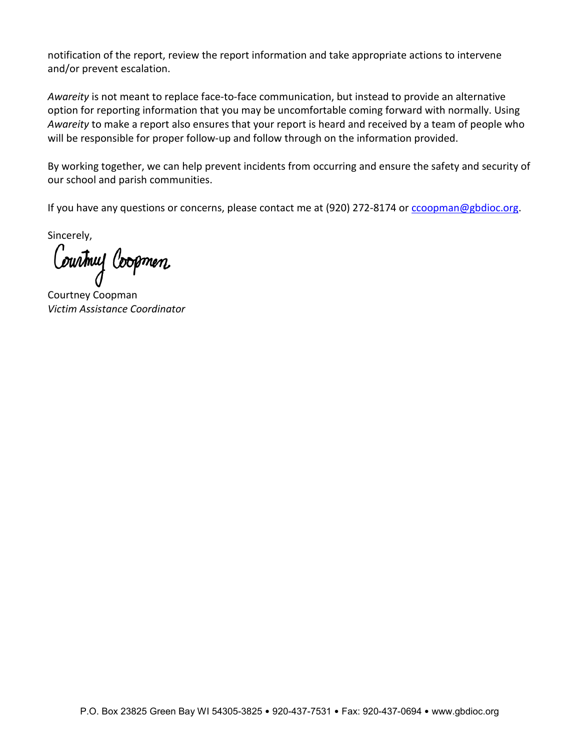notification of the report, review the report information and take appropriate actions to intervene and/or prevent escalation.

*Awareity* is not meant to replace face-to-face communication, but instead to provide an alternative option for reporting information that you may be uncomfortable coming forward with normally. Using *Awareity* to make a report also ensures that your report is heard and received by a team of people who will be responsible for proper follow-up and follow through on the information provided.

By working together, we can help prevent incidents from occurring and ensure the safety and security of our school and parish communities.

If you have any questions or concerns, please contact me at (920) 272-8174 or ccoopman@gbdioc.org.

Sincerely,

Courtney Coopman

Courtney Coopman
*Victim Assistance Coordinator*

P.O. Box 23825 Green Bay WI 54305-3825 • 920-437-7531 • Fax: 920-437-0694 • www.gbdioc.org